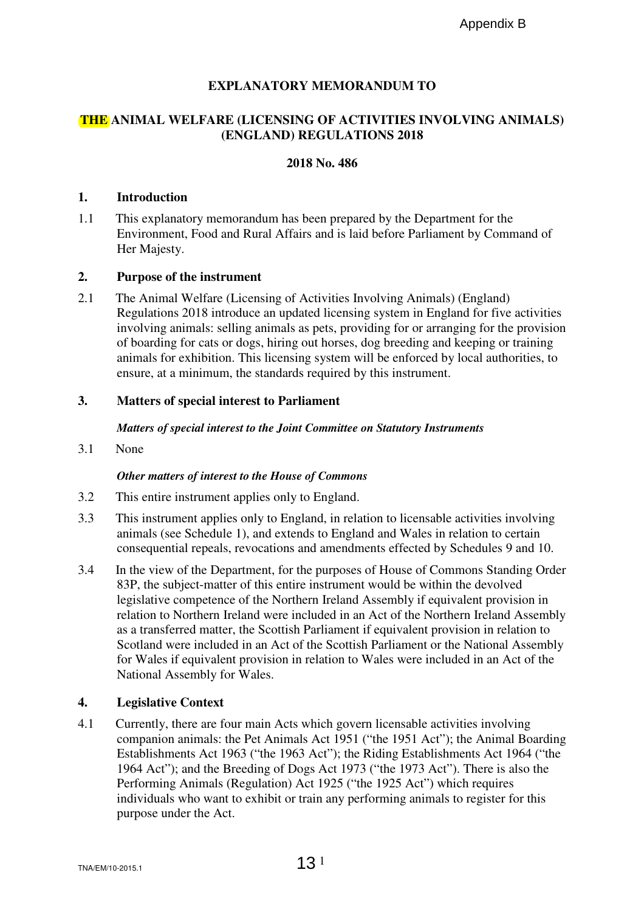Appendix B

**EXPLANATORY MEMORANDUM TO**

**THE ANIMAL WELFARE (LICENSING OF ACTIVITIES INVOLVING ANIMALS) (ENGLAND) REGULATIONS 2018**

**2018 No. 486**

## 1. Introduction

1.1 This explanatory memorandum has been prepared by the Department for the Environment, Food and Rural Affairs and is laid before Parliament by Command of Her Majesty.

## 2. Purpose of the instrument

2.1 The Animal Welfare (Licensing of Activities Involving Animals) (England) Regulations 2018 introduce an updated licensing system in England for five activities involving animals: selling animals as pets, providing for or arranging for the provision of boarding for cats or dogs, hiring out horses, dog breeding and keeping or training animals for exhibition. This licensing system will be enforced by local authorities, to ensure, at a minimum, the standards required by this instrument.

## 3. Matters of special interest to Parliament

***Matters of special interest to the Joint Committee on Statutory Instruments***

3.1 None

***Other matters of interest to the House of Commons***

3.2 This entire instrument applies only to England.

3.3 This instrument applies only to England, in relation to licensable activities involving animals (see Schedule 1), and extends to England and Wales in relation to certain consequential repeals, revocations and amendments effected by Schedules 9 and 10.

3.4 In the view of the Department, for the purposes of House of Commons Standing Order 83P, the subject-matter of this entire instrument would be within the devolved legislative competence of the Northern Ireland Assembly if equivalent provision in relation to Northern Ireland were included in an Act of the Northern Ireland Assembly as a transferred matter, the Scottish Parliament if equivalent provision in relation to Scotland were included in an Act of the Scottish Parliament or the National Assembly for Wales if equivalent provision in relation to Wales were included in an Act of the National Assembly for Wales.

## 4. Legislative Context

4.1 Currently, there are four main Acts which govern licensable activities involving companion animals: the Pet Animals Act 1951 ("the 1951 Act"); the Animal Boarding Establishments Act 1963 ("the 1963 Act"); the Riding Establishments Act 1964 ("the 1964 Act"); and the Breeding of Dogs Act 1973 ("the 1973 Act"). There is also the Performing Animals (Regulation) Act 1925 ("the 1925 Act") which requires individuals who want to exhibit or train any performing animals to register for this purpose under the Act.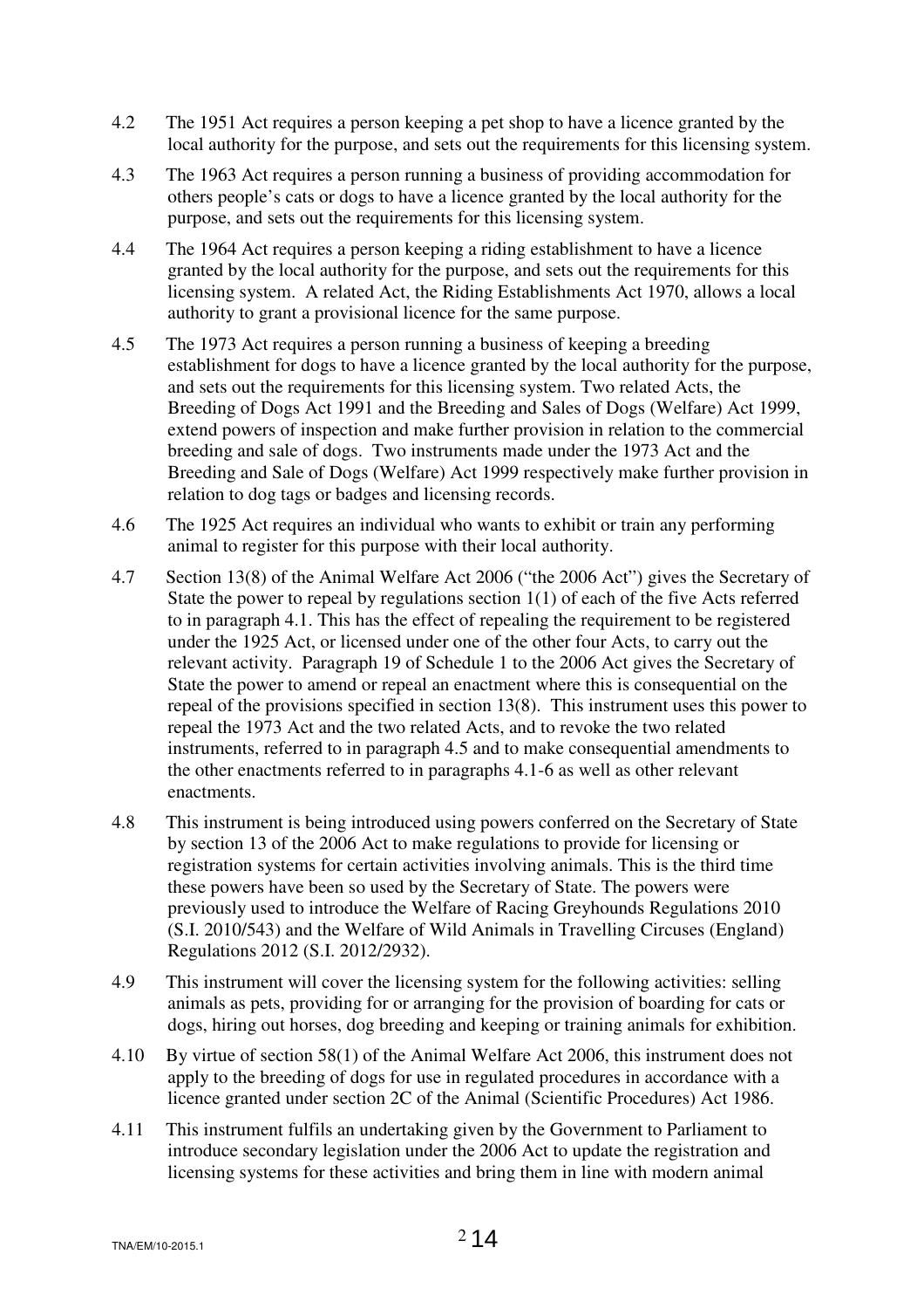4.2 The 1951 Act requires a person keeping a pet shop to have a licence granted by the local authority for the purpose, and sets out the requirements for this licensing system.

4.3 The 1963 Act requires a person running a business of providing accommodation for others people's cats or dogs to have a licence granted by the local authority for the purpose, and sets out the requirements for this licensing system.

4.4 The 1964 Act requires a person keeping a riding establishment to have a licence granted by the local authority for the purpose, and sets out the requirements for this licensing system. A related Act, the Riding Establishments Act 1970, allows a local authority to grant a provisional licence for the same purpose.

4.5 The 1973 Act requires a person running a business of keeping a breeding establishment for dogs to have a licence granted by the local authority for the purpose, and sets out the requirements for this licensing system. Two related Acts, the Breeding of Dogs Act 1991 and the Breeding and Sales of Dogs (Welfare) Act 1999, extend powers of inspection and make further provision in relation to the commercial breeding and sale of dogs. Two instruments made under the 1973 Act and the Breeding and Sale of Dogs (Welfare) Act 1999 respectively make further provision in relation to dog tags or badges and licensing records.

4.6 The 1925 Act requires an individual who wants to exhibit or train any performing animal to register for this purpose with their local authority.

4.7 Section 13(8) of the Animal Welfare Act 2006 ("the 2006 Act") gives the Secretary of State the power to repeal by regulations section 1(1) of each of the five Acts referred to in paragraph 4.1. This has the effect of repealing the requirement to be registered under the 1925 Act, or licensed under one of the other four Acts, to carry out the relevant activity. Paragraph 19 of Schedule 1 to the 2006 Act gives the Secretary of State the power to amend or repeal an enactment where this is consequential on the repeal of the provisions specified in section 13(8). This instrument uses this power to repeal the 1973 Act and the two related Acts, and to revoke the two related instruments, referred to in paragraph 4.5 and to make consequential amendments to the other enactments referred to in paragraphs 4.1-6 as well as other relevant enactments.

4.8 This instrument is being introduced using powers conferred on the Secretary of State by section 13 of the 2006 Act to make regulations to provide for licensing or registration systems for certain activities involving animals. This is the third time these powers have been so used by the Secretary of State. The powers were previously used to introduce the Welfare of Racing Greyhounds Regulations 2010 (S.I. 2010/543) and the Welfare of Wild Animals in Travelling Circuses (England) Regulations 2012 (S.I. 2012/2932).

4.9 This instrument will cover the licensing system for the following activities: selling animals as pets, providing for or arranging for the provision of boarding for cats or dogs, hiring out horses, dog breeding and keeping or training animals for exhibition.

4.10 By virtue of section 58(1) of the Animal Welfare Act 2006, this instrument does not apply to the breeding of dogs for use in regulated procedures in accordance with a licence granted under section 2C of the Animal (Scientific Procedures) Act 1986.

4.11 This instrument fulfils an undertaking given by the Government to Parliament to introduce secondary legislation under the 2006 Act to update the registration and licensing systems for these activities and bring them in line with modern animal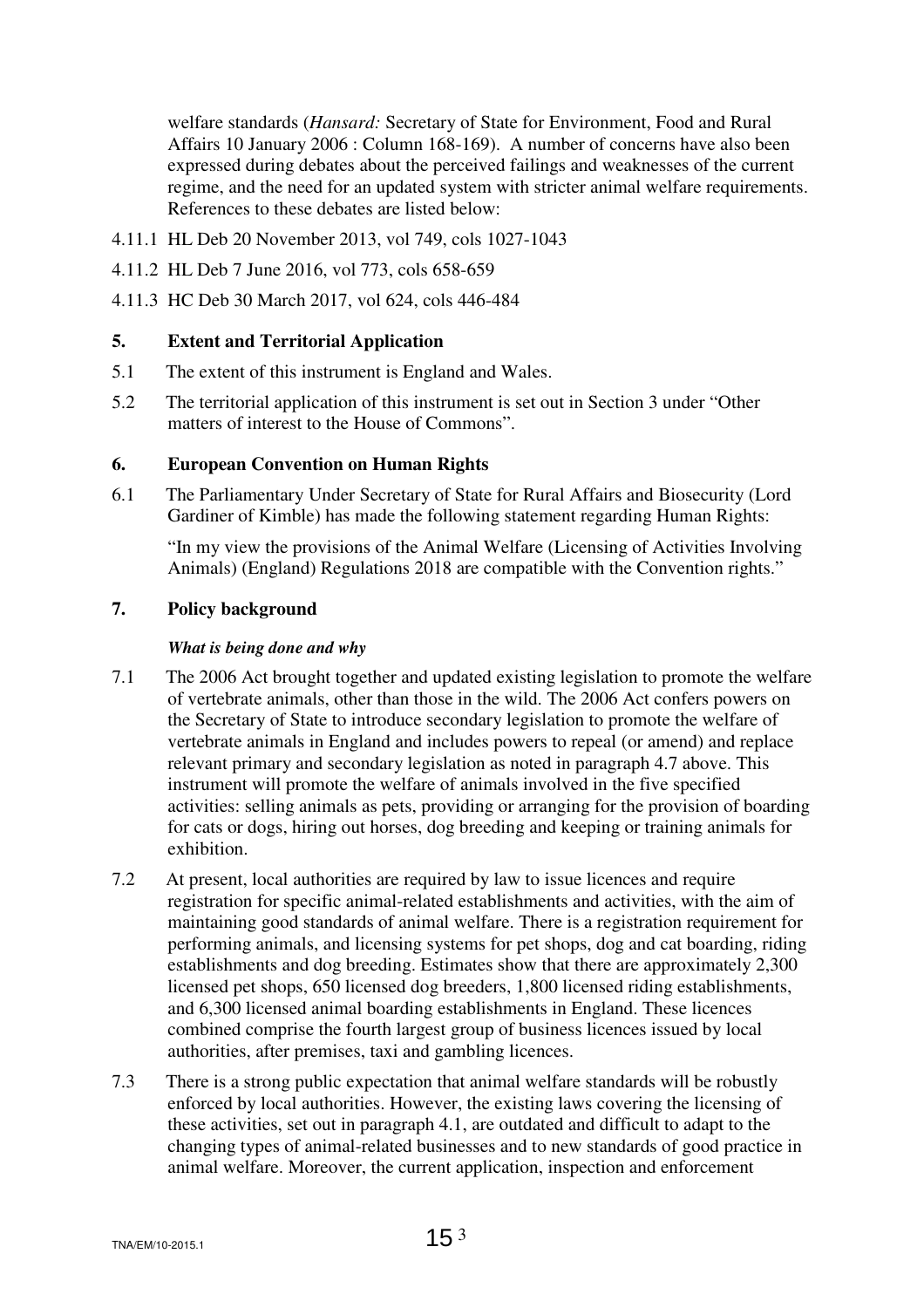welfare standards (*Hansard:* Secretary of State for Environment, Food and Rural Affairs 10 January 2006 : Column 168-169). A number of concerns have also been expressed during debates about the perceived failings and weaknesses of the current regime, and the need for an updated system with stricter animal welfare requirements. References to these debates are listed below:

4.11.1 HL Deb 20 November 2013, vol 749, cols 1027-1043

4.11.2 HL Deb 7 June 2016, vol 773, cols 658-659

4.11.3 HC Deb 30 March 2017, vol 624, cols 446-484

## 5. Extent and Territorial Application

5.1 The extent of this instrument is England and Wales.

5.2 The territorial application of this instrument is set out in Section 3 under "Other matters of interest to the House of Commons".

## 6. European Convention on Human Rights

6.1 The Parliamentary Under Secretary of State for Rural Affairs and Biosecurity (Lord Gardiner of Kimble) has made the following statement regarding Human Rights:

"In my view the provisions of the Animal Welfare (Licensing of Activities Involving Animals) (England) Regulations 2018 are compatible with the Convention rights."

## 7. Policy background

***What is being done and why***

7.1 The 2006 Act brought together and updated existing legislation to promote the welfare of vertebrate animals, other than those in the wild. The 2006 Act confers powers on the Secretary of State to introduce secondary legislation to promote the welfare of vertebrate animals in England and includes powers to repeal (or amend) and replace relevant primary and secondary legislation as noted in paragraph 4.7 above. This instrument will promote the welfare of animals involved in the five specified activities: selling animals as pets, providing or arranging for the provision of boarding for cats or dogs, hiring out horses, dog breeding and keeping or training animals for exhibition.

7.2 At present, local authorities are required by law to issue licences and require registration for specific animal-related establishments and activities, with the aim of maintaining good standards of animal welfare. There is a registration requirement for performing animals, and licensing systems for pet shops, dog and cat boarding, riding establishments and dog breeding. Estimates show that there are approximately 2,300 licensed pet shops, 650 licensed dog breeders, 1,800 licensed riding establishments, and 6,300 licensed animal boarding establishments in England. These licences combined comprise the fourth largest group of business licences issued by local authorities, after premises, taxi and gambling licences.

7.3 There is a strong public expectation that animal welfare standards will be robustly enforced by local authorities. However, the existing laws covering the licensing of these activities, set out in paragraph 4.1, are outdated and difficult to adapt to the changing types of animal-related businesses and to new standards of good practice in animal welfare. Moreover, the current application, inspection and enforcement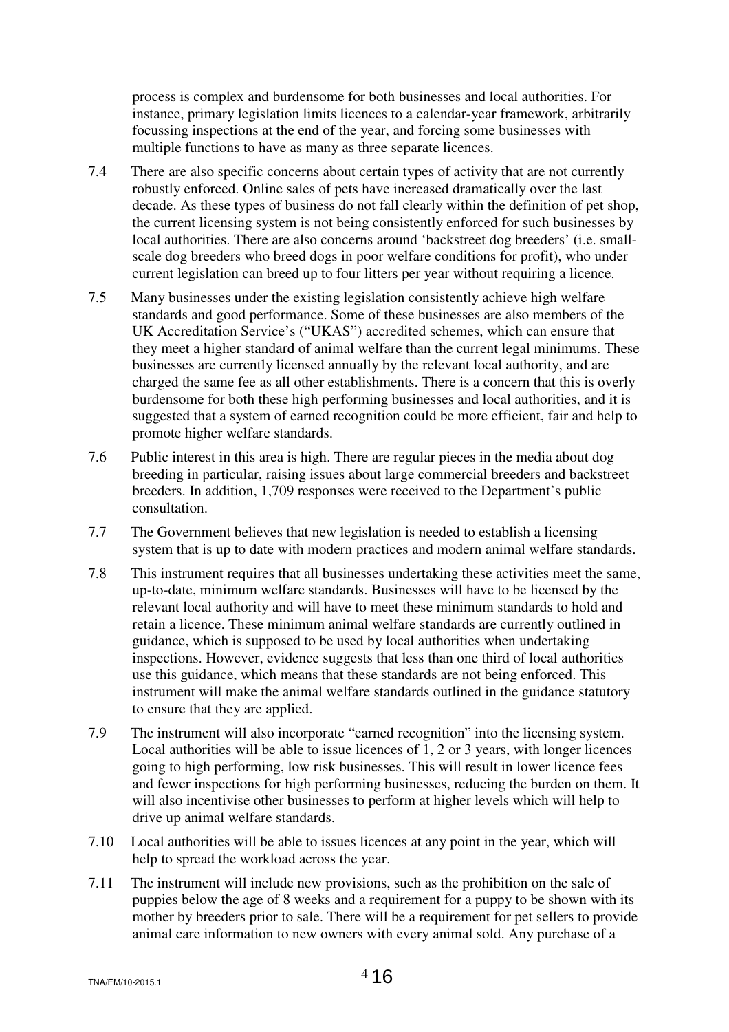process is complex and burdensome for both businesses and local authorities. For instance, primary legislation limits licences to a calendar-year framework, arbitrarily focussing inspections at the end of the year, and forcing some businesses with multiple functions to have as many as three separate licences.

7.4 There are also specific concerns about certain types of activity that are not currently robustly enforced. Online sales of pets have increased dramatically over the last decade. As these types of business do not fall clearly within the definition of pet shop, the current licensing system is not being consistently enforced for such businesses by local authorities. There are also concerns around 'backstreet dog breeders' (i.e. small-scale dog breeders who breed dogs in poor welfare conditions for profit), who under current legislation can breed up to four litters per year without requiring a licence.

7.5 Many businesses under the existing legislation consistently achieve high welfare standards and good performance. Some of these businesses are also members of the UK Accreditation Service's ("UKAS") accredited schemes, which can ensure that they meet a higher standard of animal welfare than the current legal minimums. These businesses are currently licensed annually by the relevant local authority, and are charged the same fee as all other establishments. There is a concern that this is overly burdensome for both these high performing businesses and local authorities, and it is suggested that a system of earned recognition could be more efficient, fair and help to promote higher welfare standards.

7.6 Public interest in this area is high. There are regular pieces in the media about dog breeding in particular, raising issues about large commercial breeders and backstreet breeders. In addition, 1,709 responses were received to the Department's public consultation.

7.7 The Government believes that new legislation is needed to establish a licensing system that is up to date with modern practices and modern animal welfare standards.

7.8 This instrument requires that all businesses undertaking these activities meet the same, up-to-date, minimum welfare standards. Businesses will have to be licensed by the relevant local authority and will have to meet these minimum standards to hold and retain a licence. These minimum animal welfare standards are currently outlined in guidance, which is supposed to be used by local authorities when undertaking inspections. However, evidence suggests that less than one third of local authorities use this guidance, which means that these standards are not being enforced. This instrument will make the animal welfare standards outlined in the guidance statutory to ensure that they are applied.

7.9 The instrument will also incorporate "earned recognition" into the licensing system. Local authorities will be able to issue licences of 1, 2 or 3 years, with longer licences going to high performing, low risk businesses. This will result in lower licence fees and fewer inspections for high performing businesses, reducing the burden on them. It will also incentivise other businesses to perform at higher levels which will help to drive up animal welfare standards.

7.10 Local authorities will be able to issues licences at any point in the year, which will help to spread the workload across the year.

7.11 The instrument will include new provisions, such as the prohibition on the sale of puppies below the age of 8 weeks and a requirement for a puppy to be shown with its mother by breeders prior to sale. There will be a requirement for pet sellers to provide animal care information to new owners with every animal sold. Any purchase of a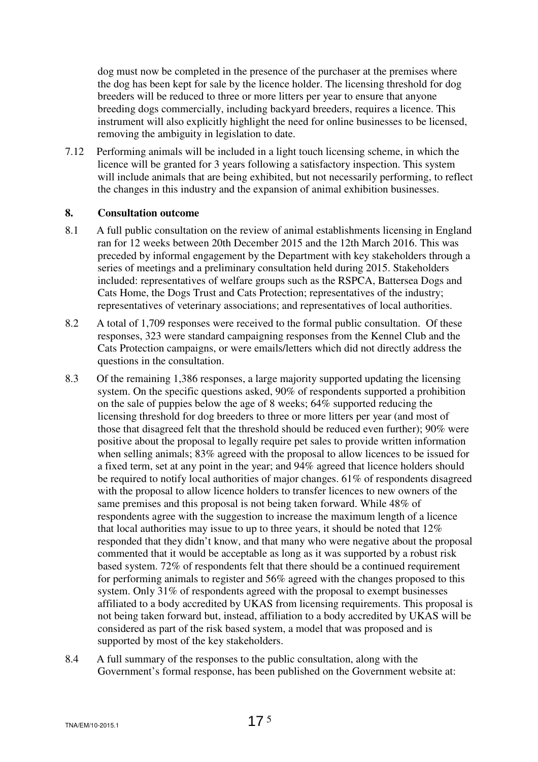dog must now be completed in the presence of the purchaser at the premises where the dog has been kept for sale by the licence holder. The licensing threshold for dog breeders will be reduced to three or more litters per year to ensure that anyone breeding dogs commercially, including backyard breeders, requires a licence. This instrument will also explicitly highlight the need for online businesses to be licensed, removing the ambiguity in legislation to date.

7.12 Performing animals will be included in a light touch licensing scheme, in which the licence will be granted for 3 years following a satisfactory inspection. This system will include animals that are being exhibited, but not necessarily performing, to reflect the changes in this industry and the expansion of animal exhibition businesses.

## 8. Consultation outcome

8.1 A full public consultation on the review of animal establishments licensing in England ran for 12 weeks between 20th December 2015 and the 12th March 2016. This was preceded by informal engagement by the Department with key stakeholders through a series of meetings and a preliminary consultation held during 2015. Stakeholders included: representatives of welfare groups such as the RSPCA, Battersea Dogs and Cats Home, the Dogs Trust and Cats Protection; representatives of the industry; representatives of veterinary associations; and representatives of local authorities.

8.2 A total of 1,709 responses were received to the formal public consultation. Of these responses, 323 were standard campaigning responses from the Kennel Club and the Cats Protection campaigns, or were emails/letters which did not directly address the questions in the consultation.

8.3 Of the remaining 1,386 responses, a large majority supported updating the licensing system. On the specific questions asked, 90% of respondents supported a prohibition on the sale of puppies below the age of 8 weeks; 64% supported reducing the licensing threshold for dog breeders to three or more litters per year (and most of those that disagreed felt that the threshold should be reduced even further); 90% were positive about the proposal to legally require pet sales to provide written information when selling animals; 83% agreed with the proposal to allow licences to be issued for a fixed term, set at any point in the year; and 94% agreed that licence holders should be required to notify local authorities of major changes. 61% of respondents disagreed with the proposal to allow licence holders to transfer licences to new owners of the same premises and this proposal is not being taken forward. While 48% of respondents agree with the suggestion to increase the maximum length of a licence that local authorities may issue to up to three years, it should be noted that 12% responded that they didn't know, and that many who were negative about the proposal commented that it would be acceptable as long as it was supported by a robust risk based system. 72% of respondents felt that there should be a continued requirement for performing animals to register and 56% agreed with the changes proposed to this system. Only 31% of respondents agreed with the proposal to exempt businesses affiliated to a body accredited by UKAS from licensing requirements. This proposal is not being taken forward but, instead, affiliation to a body accredited by UKAS will be considered as part of the risk based system, a model that was proposed and is supported by most of the key stakeholders.

8.4 A full summary of the responses to the public consultation, along with the Government's formal response, has been published on the Government website at: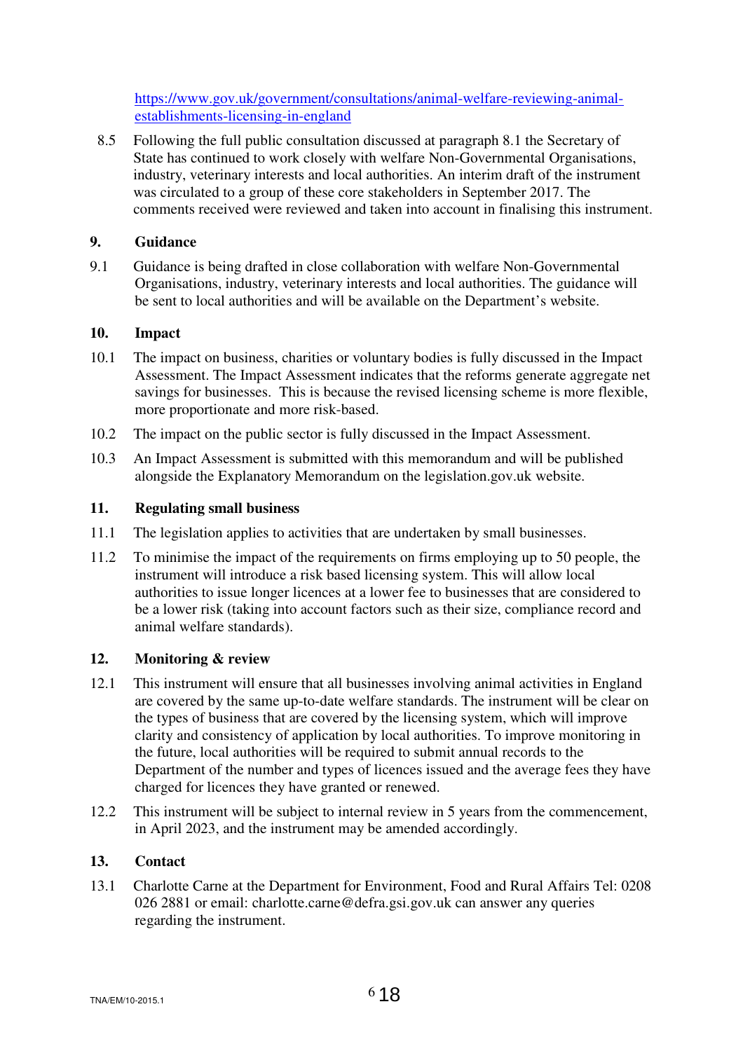https://www.gov.uk/government/consultations/animal-welfare-reviewing-animal-establishments-licensing-in-england

8.5 Following the full public consultation discussed at paragraph 8.1 the Secretary of State has continued to work closely with welfare Non-Governmental Organisations, industry, veterinary interests and local authorities. An interim draft of the instrument was circulated to a group of these core stakeholders in September 2017. The comments received were reviewed and taken into account in finalising this instrument.

## 9. Guidance

9.1 Guidance is being drafted in close collaboration with welfare Non-Governmental Organisations, industry, veterinary interests and local authorities. The guidance will be sent to local authorities and will be available on the Department's website.

## 10. Impact

10.1 The impact on business, charities or voluntary bodies is fully discussed in the Impact Assessment. The Impact Assessment indicates that the reforms generate aggregate net savings for businesses. This is because the revised licensing scheme is more flexible, more proportionate and more risk-based.

10.2 The impact on the public sector is fully discussed in the Impact Assessment.

10.3 An Impact Assessment is submitted with this memorandum and will be published alongside the Explanatory Memorandum on the legislation.gov.uk website.

## 11. Regulating small business

11.1 The legislation applies to activities that are undertaken by small businesses.

11.2 To minimise the impact of the requirements on firms employing up to 50 people, the instrument will introduce a risk based licensing system. This will allow local authorities to issue longer licences at a lower fee to businesses that are considered to be a lower risk (taking into account factors such as their size, compliance record and animal welfare standards).

## 12. Monitoring & review

12.1 This instrument will ensure that all businesses involving animal activities in England are covered by the same up-to-date welfare standards. The instrument will be clear on the types of business that are covered by the licensing system, which will improve clarity and consistency of application by local authorities. To improve monitoring in the future, local authorities will be required to submit annual records to the Department of the number and types of licences issued and the average fees they have charged for licences they have granted or renewed.

12.2 This instrument will be subject to internal review in 5 years from the commencement, in April 2023, and the instrument may be amended accordingly.

## 13. Contact

13.1 Charlotte Carne at the Department for Environment, Food and Rural Affairs Tel: 0208 026 2881 or email: charlotte.carne@defra.gsi.gov.uk can answer any queries regarding the instrument.